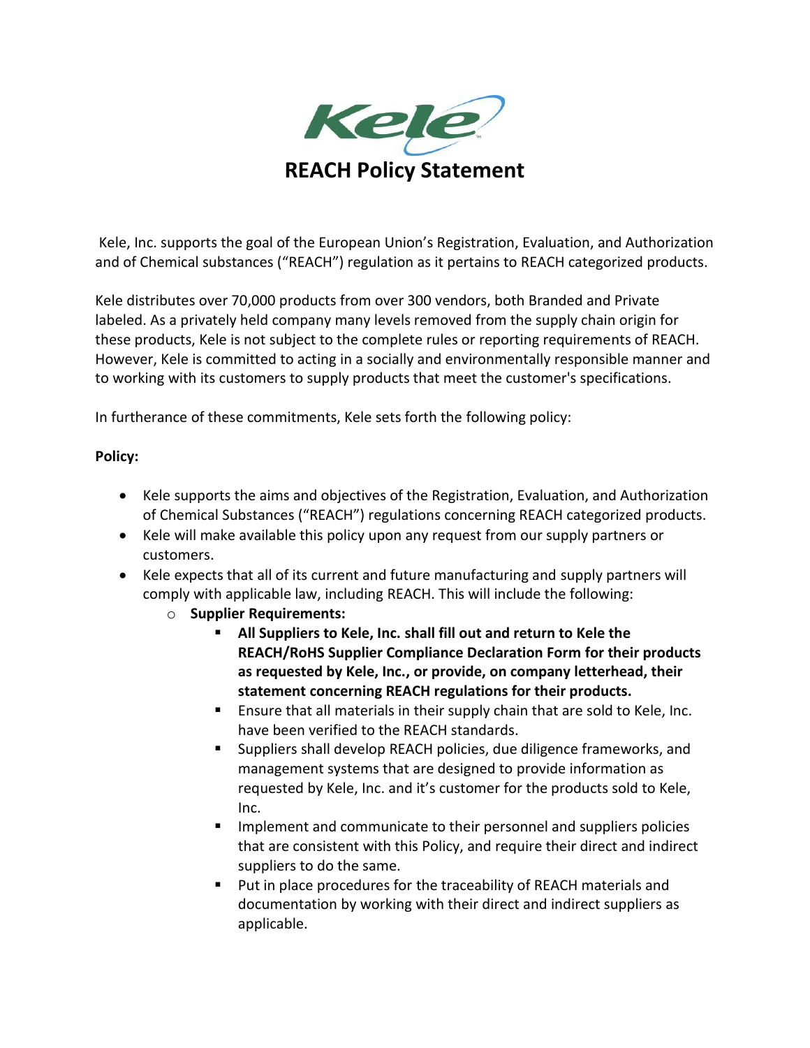# REACH Policy Statement

Kele, Inc. supports the goal of the European Union's Registration, Evaluation, and Authorization and of Chemical substances ("REACH") regulation as it pertains to REACH categorized products.

Kele distributes over 70,000 products from over 300 vendors, both Branded and Private labeled. As a privately held company many levels removed from the supply chain origin for these products, Kele is not subject to the complete rules or reporting requirements of REACH. However, Kele is committed to acting in a socially and environmentally responsible manner and to working with its customers to supply products that meet the customer's specifications.

In furtherance of these commitments, Kele sets forth the following policy:

**Policy:**

- Kele supports the aims and objectives of the Registration, Evaluation, and Authorization of Chemical Substances ("REACH") regulations concerning REACH categorized products.
- Kele will make available this policy upon any request from our supply partners or customers.
- Kele expects that all of its current and future manufacturing and supply partners will comply with applicable law, including REACH. This will include the following:
  - **Supplier Requirements:**
    - **All Suppliers to Kele, Inc. shall fill out and return to Kele the REACH/RoHS Supplier Compliance Declaration Form for their products as requested by Kele, Inc., or provide, on company letterhead, their statement concerning REACH regulations for their products.**
    - Ensure that all materials in their supply chain that are sold to Kele, Inc. have been verified to the REACH standards.
    - Suppliers shall develop REACH policies, due diligence frameworks, and management systems that are designed to provide information as requested by Kele, Inc. and it's customer for the products sold to Kele, Inc.
    - Implement and communicate to their personnel and suppliers policies that are consistent with this Policy, and require their direct and indirect suppliers to do the same.
    - Put in place procedures for the traceability of REACH materials and documentation by working with their direct and indirect suppliers as applicable.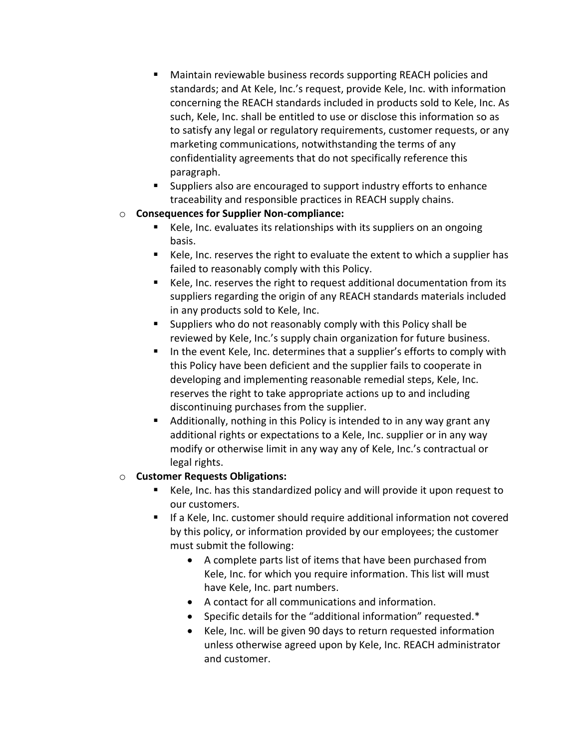- Maintain reviewable business records supporting REACH policies and standards; and At Kele, Inc.'s request, provide Kele, Inc. with information concerning the REACH standards included in products sold to Kele, Inc. As such, Kele, Inc. shall be entitled to use or disclose this information so as to satisfy any legal or regulatory requirements, customer requests, or any marketing communications, notwithstanding the terms of any confidentiality agreements that do not specifically reference this paragraph.
  - Suppliers also are encouraged to support industry efforts to enhance traceability and responsible practices in REACH supply chains.
- **Consequences for Supplier Non-compliance:**
  - Kele, Inc. evaluates its relationships with its suppliers on an ongoing basis.
  - Kele, Inc. reserves the right to evaluate the extent to which a supplier has failed to reasonably comply with this Policy.
  - Kele, Inc. reserves the right to request additional documentation from its suppliers regarding the origin of any REACH standards materials included in any products sold to Kele, Inc.
  - Suppliers who do not reasonably comply with this Policy shall be reviewed by Kele, Inc.'s supply chain organization for future business.
  - In the event Kele, Inc. determines that a supplier's efforts to comply with this Policy have been deficient and the supplier fails to cooperate in developing and implementing reasonable remedial steps, Kele, Inc. reserves the right to take appropriate actions up to and including discontinuing purchases from the supplier.
  - Additionally, nothing in this Policy is intended to in any way grant any additional rights or expectations to a Kele, Inc. supplier or in any way modify or otherwise limit in any way any of Kele, Inc.'s contractual or legal rights.
- **Customer Requests Obligations:**
  - Kele, Inc. has this standardized policy and will provide it upon request to our customers.
  - If a Kele, Inc. customer should require additional information not covered by this policy, or information provided by our employees; the customer must submit the following:
    - A complete parts list of items that have been purchased from Kele, Inc. for which you require information. This list will must have Kele, Inc. part numbers.
    - A contact for all communications and information.
    - Specific details for the "additional information" requested.*
    - Kele, Inc. will be given 90 days to return requested information unless otherwise agreed upon by Kele, Inc. REACH administrator and customer.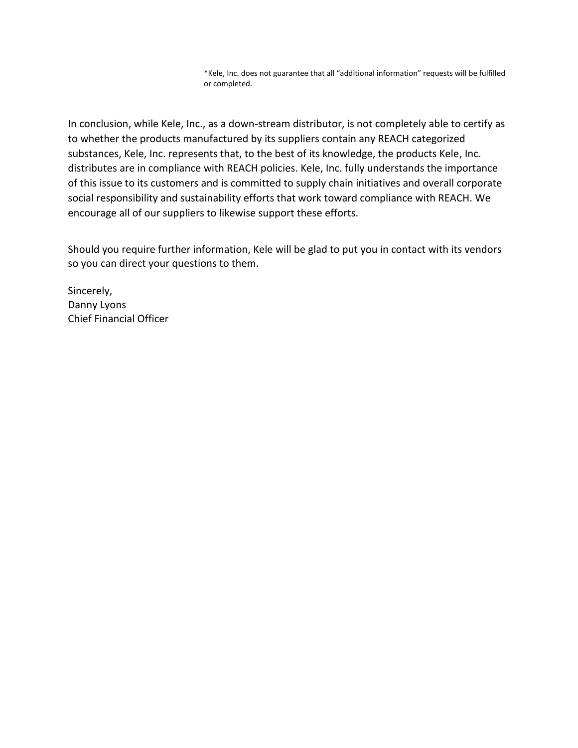*Kele, Inc. does not guarantee that all "additional information" requests will be fulfilled or completed.

In conclusion, while Kele, Inc., as a down-stream distributor, is not completely able to certify as to whether the products manufactured by its suppliers contain any REACH categorized substances, Kele, Inc. represents that, to the best of its knowledge, the products Kele, Inc. distributes are in compliance with REACH policies. Kele, Inc. fully understands the importance of this issue to its customers and is committed to supply chain initiatives and overall corporate social responsibility and sustainability efforts that work toward compliance with REACH. We encourage all of our suppliers to likewise support these efforts.

Should you require further information, Kele will be glad to put you in contact with its vendors so you can direct your questions to them.

Sincerely,
Danny Lyons
Chief Financial Officer